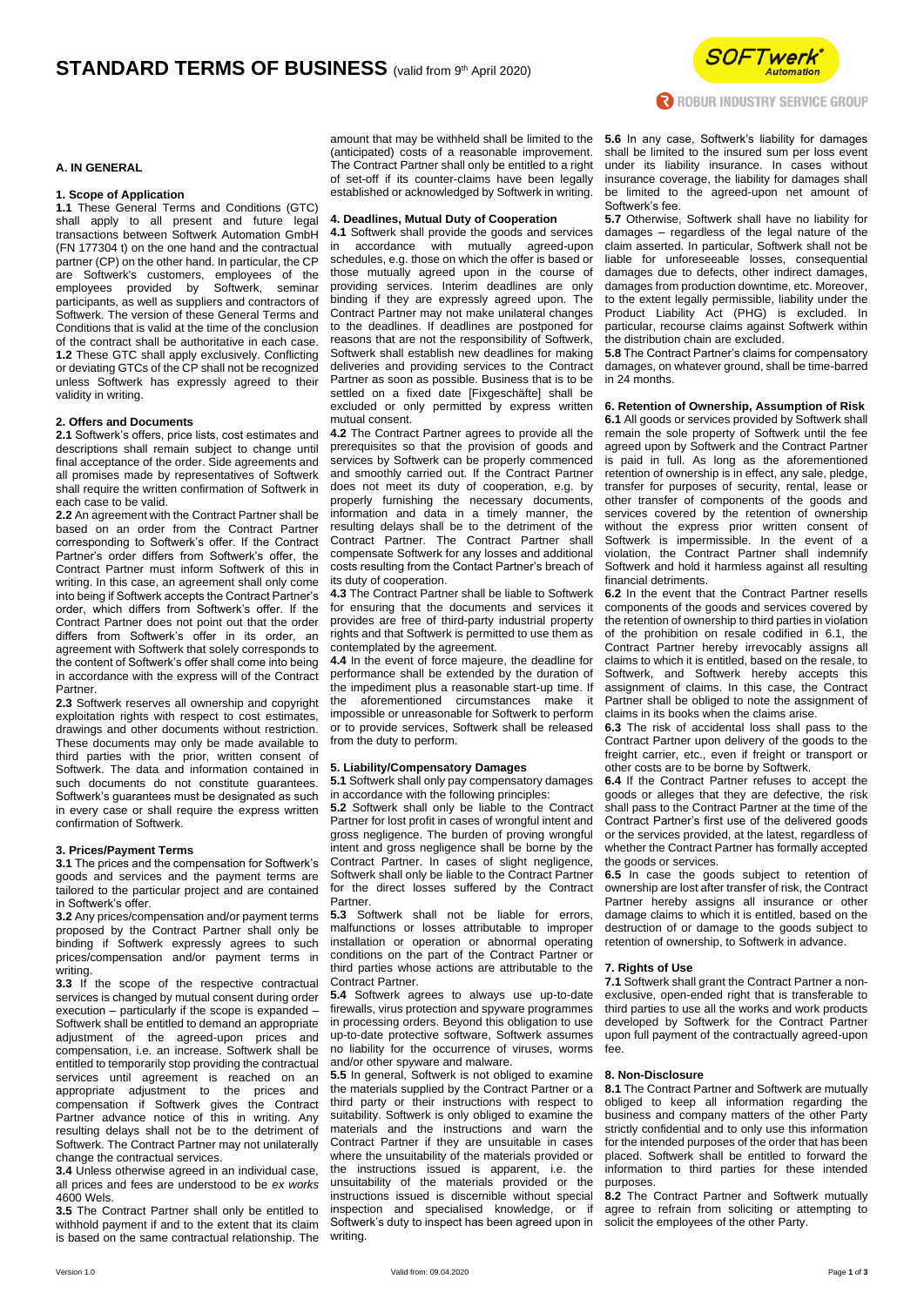# STANDARD TERMS OF BUSINESS (valid from 9th April 2020)

## A. IN GENERAL

### 1. Scope of Application

**1.1** These General Terms and Conditions (GTC) shall apply to all present and future legal transactions between Softwerk Automation GmbH (FN 177304 t) on the one hand and the contractual partner (CP) on the other hand. In particular, the CP are Softwerk's customers, employees of the employees provided by Softwerk, seminar participants, as well as suppliers and contractors of Softwerk. The version of these General Terms and Conditions that is valid at the time of the conclusion of the contract shall be authoritative in each case.

**1.2** These GTC shall apply exclusively. Conflicting or deviating GTCs of the CP shall not be recognized unless Softwerk has expressly agreed to their validity in writing.

### 2. Offers and Documents

**2.1** Softwerk's offers, price lists, cost estimates and descriptions shall remain subject to change until final acceptance of the order. Side agreements and all promises made by representatives of Softwerk shall require the written confirmation of Softwerk in each case to be valid.

**2.2** An agreement with the Contract Partner shall be based on an order from the Contract Partner corresponding to Softwerk's offer. If the Contract Partner's order differs from Softwerk's offer, the Contract Partner must inform Softwerk of this in writing. In this case, an agreement shall only come into being if Softwerk accepts the Contract Partner's order, which differs from Softwerk's offer. If the Contract Partner does not point out that the order differs from Softwerk's offer in its order, an agreement with Softwerk that solely corresponds to the content of Softwerk's offer shall come into being in accordance with the express will of the Contract Partner.

**2.3** Softwerk reserves all ownership and copyright exploitation rights with respect to cost estimates, drawings and other documents without restriction. These documents may only be made available to third parties with the prior, written consent of Softwerk. The data and information contained in such documents do not constitute guarantees. Softwerk's guarantees must be designated as such in every case or shall require the express written confirmation of Softwerk.

### 3. Prices/Payment Terms

**3.1** The prices and the compensation for Softwerk's goods and services and the payment terms are tailored to the particular project and are contained in Softwerk's offer.

**3.2** Any prices/compensation and/or payment terms proposed by the Contract Partner shall only be binding if Softwerk expressly agrees to such prices/compensation and/or payment terms in writing.

**3.3** If the scope of the respective contractual services is changed by mutual consent during order execution – particularly if the scope is expanded – Softwerk shall be entitled to demand an appropriate adjustment of the agreed-upon prices and compensation, i.e. an increase. Softwerk shall be entitled to temporarily stop providing the contractual services until agreement is reached on an appropriate adjustment to the prices and compensation if Softwerk gives the Contract Partner advance notice of this in writing. Any resulting delays shall not be to the detriment of Softwerk. The Contract Partner may not unilaterally change the contractual services.

**3.4** Unless otherwise agreed in an individual case, all prices and fees are understood to be *ex works* 4600 Wels.

**3.5** The Contract Partner shall only be entitled to withhold payment if and to the extent that its claim is based on the same contractual relationship. The amount that may be withheld shall be limited to the (anticipated) costs of a reasonable improvement. The Contract Partner shall only be entitled to a right of set-off if its counter-claims have been legally established or acknowledged by Softwerk in writing.

### 4. Deadlines, Mutual Duty of Cooperation

**4.1** Softwerk shall provide the goods and services in accordance with mutually agreed-upon schedules, e.g. those on which the offer is based or those mutually agreed upon in the course of providing services. Interim deadlines are only binding if they are expressly agreed upon. The Contract Partner may not make unilateral changes to the deadlines. If deadlines are postponed for reasons that are not the responsibility of Softwerk, Softwerk shall establish new deadlines for making deliveries and providing services to the Contract Partner as soon as possible. Business that is to be settled on a fixed date [Fixgeschäfte] shall be excluded or only permitted by express written mutual consent.

**4.2** The Contract Partner agrees to provide all the prerequisites so that the provision of goods and services by Softwerk can be properly commenced and smoothly carried out. If the Contract Partner does not meet its duty of cooperation, e.g. by properly furnishing the necessary documents, information and data in a timely manner, the resulting delays shall be to the detriment of the Contract Partner. The Contract Partner shall compensate Softwerk for any losses and additional costs resulting from the Contact Partner's breach of its duty of cooperation.

**4.3** The Contract Partner shall be liable to Softwerk for ensuring that the documents and services it provides are free of third-party industrial property rights and that Softwerk is permitted to use them as contemplated by the agreement.

**4.4** In the event of force majeure, the deadline for performance shall be extended by the duration of the impediment plus a reasonable start-up time. If the aforementioned circumstances make it impossible or unreasonable for Softwerk to perform or to provide services, Softwerk shall be released from the duty to perform.

### 5. Liability/Compensatory Damages

**5.1** Softwerk shall only pay compensatory damages in accordance with the following principles:

**5.2** Softwerk shall only be liable to the Contract Partner for lost profit in cases of wrongful intent and gross negligence. The burden of proving wrongful intent and gross negligence shall be borne by the Contract Partner. In cases of slight negligence, Softwerk shall only be liable to the Contract Partner for the direct losses suffered by the Contract Partner.

**5.3** Softwerk shall not be liable for errors, malfunctions or losses attributable to improper installation or operation or abnormal operating conditions on the part of the Contract Partner or third parties whose actions are attributable to the Contract Partner.

**5.4** Softwerk agrees to always use up-to-date firewalls, virus protection and spyware programmes in processing orders. Beyond this obligation to use up-to-date protective software, Softwerk assumes no liability for the occurrence of viruses, worms and/or other spyware and malware.

**5.5** In general, Softwerk is not obliged to examine the materials supplied by the Contract Partner or a third party or their instructions with respect to suitability. Softwerk is only obliged to examine the materials and the instructions and warn the Contract Partner if they are unsuitable in cases where the unsuitability of the materials provided or the instructions issued is apparent, i.e. the unsuitability of the materials provided or the instructions issued is discernible without special inspection and specialised knowledge, or if Softwerk's duty to inspect has been agreed upon in writing.

**5.6** In any case, Softwerk's liability for damages shall be limited to the insured sum per loss event under its liability insurance. In cases without insurance coverage, the liability for damages shall be limited to the agreed-upon net amount of Softwerk's fee.

**5.7** Otherwise, Softwerk shall have no liability for damages – regardless of the legal nature of the claim asserted. In particular, Softwerk shall not be liable for unforeseeable losses, consequential damages due to defects, other indirect damages, damages from production downtime, etc. Moreover, to the extent legally permissible, liability under the Product Liability Act (PHG) is excluded. In particular, recourse claims against Softwerk within the distribution chain are excluded.

**5.8** The Contract Partner's claims for compensatory damages, on whatever ground, shall be time-barred in 24 months.

### 6. Retention of Ownership, Assumption of Risk

**6.1** All goods or services provided by Softwerk shall remain the sole property of Softwerk until the fee agreed upon by Softwerk and the Contract Partner is paid in full. As long as the aforementioned retention of ownership is in effect, any sale, pledge, transfer for purposes of security, rental, lease or other transfer of components of the goods and services covered by the retention of ownership without the express prior written consent of Softwerk is impermissible. In the event of a violation, the Contract Partner shall indemnify Softwerk and hold it harmless against all resulting financial detriments.

**6.2** In the event that the Contract Partner resells components of the goods and services covered by the retention of ownership to third parties in violation of the prohibition on resale codified in 6.1, the Contract Partner hereby irrevocably assigns all claims to which it is entitled, based on the resale, to Softwerk, and Softwerk hereby accepts this assignment of claims. In this case, the Contract Partner shall be obliged to note the assignment of claims in its books when the claims arise.

**6.3** The risk of accidental loss shall pass to the Contract Partner upon delivery of the goods to the freight carrier, etc., even if freight or transport or other costs are to be borne by Softwerk.

**6.4** If the Contract Partner refuses to accept the goods or alleges that they are defective, the risk shall pass to the Contract Partner at the time of the Contract Partner's first use of the delivered goods or the services provided, at the latest, regardless of whether the Contract Partner has formally accepted the goods or services.

**6.5** In case the goods subject to retention of ownership are lost after transfer of risk, the Contract Partner hereby assigns all insurance or other damage claims to which it is entitled, based on the destruction of or damage to the goods subject to retention of ownership, to Softwerk in advance.

### 7. Rights of Use

**7.1** Softwerk shall grant the Contract Partner a non-exclusive, open-ended right that is transferable to third parties to use all the works and work products developed by Softwerk for the Contract Partner upon full payment of the contractually agreed-upon fee.

### 8. Non-Disclosure

**8.1** The Contract Partner and Softwerk are mutually obliged to keep all information regarding the business and company matters of the other Party strictly confidential and to only use this information for the intended purposes of the order that has been placed. Softwerk shall be entitled to forward the information to third parties for these intended purposes.

**8.2** The Contract Partner and Softwerk mutually agree to refrain from soliciting or attempting to solicit the employees of the other Party.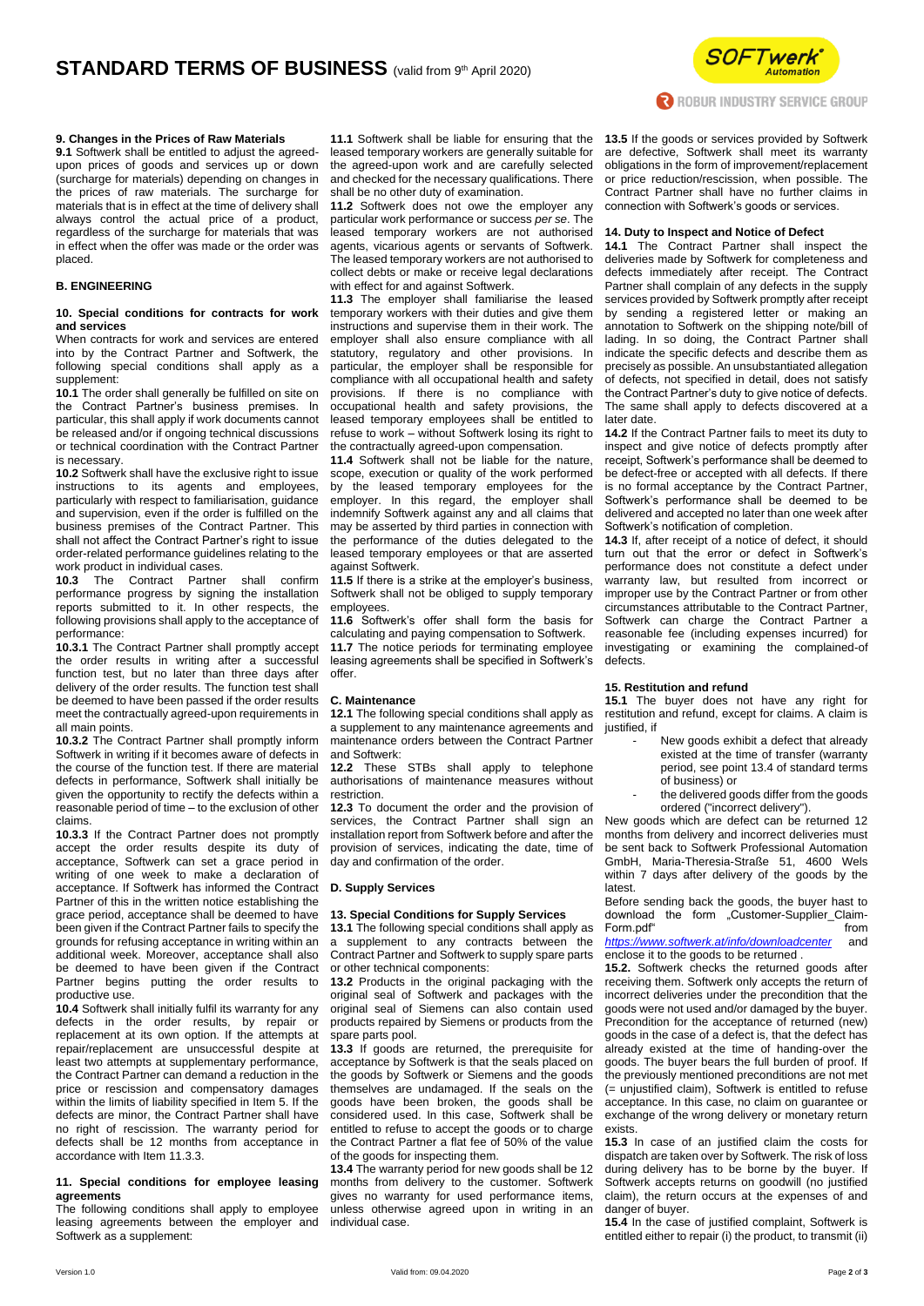## 9. Changes in the Prices of Raw Materials

**9.1** Softwerk shall be entitled to adjust the agreed-upon prices of goods and services up or down (surcharge for materials) depending on changes in the prices of raw materials. The surcharge for materials that is in effect at the time of delivery shall always control the actual price of a product, regardless of the surcharge for materials that was in effect when the offer was made or the order was placed.

# B. ENGINEERING

## 10. Special conditions for contracts for work and services

When contracts for work and services are entered into by the Contract Partner and Softwerk, the following special conditions shall apply as a supplement:

**10.1** The order shall generally be fulfilled on site on the Contract Partner's business premises. In particular, this shall apply if work documents cannot be released and/or if ongoing technical discussions or technical coordination with the Contract Partner is necessary.

**10.2** Softwerk shall have the exclusive right to issue instructions to its agents and employees, particularly with respect to familiarisation, guidance and supervision, even if the order is fulfilled on the business premises of the Contract Partner. This shall not affect the Contract Partner's right to issue order-related performance guidelines relating to the work product in individual cases.

**10.3** The Contract Partner shall confirm performance progress by signing the installation reports submitted to it. In other respects, the following provisions shall apply to the acceptance of performance:

**10.3.1** The Contract Partner shall promptly accept the order results in writing after a successful function test, but no later than three days after delivery of the order results. The function test shall be deemed to have been passed if the order results meet the contractually agreed-upon requirements in all main points.

**10.3.2** The Contract Partner shall promptly inform Softwerk in writing if it becomes aware of defects in the course of the function test. If there are material defects in performance, Softwerk shall initially be given the opportunity to rectify the defects within a reasonable period of time – to the exclusion of other claims.

**10.3.3** If the Contract Partner does not promptly accept the order results despite its duty of acceptance, Softwerk can set a grace period in writing of one week to make a declaration of acceptance. If Softwerk has informed the Contract Partner of this in the written notice establishing the grace period, acceptance shall be deemed to have been given if the Contract Partner fails to specify the grounds for refusing acceptance in writing within an additional week. Moreover, acceptance shall also be deemed to have been given if the Contract Partner begins putting the order results to productive use.

**10.4** Softwerk shall initially fulfil its warranty for any defects in the order results, by repair or replacement at its own option. If the attempts at repair/replacement are unsuccessful despite at least two attempts at supplementary performance, the Contract Partner can demand a reduction in the price or rescission and compensatory damages within the limits of liability specified in Item 5. If the defects are minor, the Contract Partner shall have no right of rescission. The warranty period for defects shall be 12 months from acceptance in accordance with Item 11.3.3.

## 11. Special conditions for employee leasing agreements

The following conditions shall apply to employee leasing agreements between the employer and Softwerk as a supplement:

**11.1** Softwerk shall be liable for ensuring that the leased temporary workers are generally suitable for the agreed-upon work and are carefully selected and checked for the necessary qualifications. There shall be no other duty of examination.

**11.2** Softwerk does not owe the employer any particular work performance or success *per se*. The leased temporary workers are not authorised agents, vicarious agents or servants of Softwerk. The leased temporary workers are not authorised to collect debts or make or receive legal declarations with effect for and against Softwerk.

**11.3** The employer shall familiarise the leased temporary workers with their duties and give them instructions and supervise them in their work. The employer shall also ensure compliance with all statutory, regulatory and other provisions. In particular, the employer shall be responsible for compliance with all occupational health and safety provisions. If there is no compliance with occupational health and safety provisions, the leased temporary employees shall be entitled to refuse to work – without Softwerk losing its right to the contractually agreed-upon compensation.

**11.4** Softwerk shall not be liable for the nature, scope, execution or quality of the work performed by the leased temporary employees for the employer. In this regard, the employer shall indemnify Softwerk against any and all claims that may be asserted by third parties in connection with the performance of the duties delegated to the leased temporary employees or that are asserted against Softwerk.

**11.5** If there is a strike at the employer's business, Softwerk shall not be obliged to supply temporary employees.

**11.6** Softwerk's offer shall form the basis for calculating and paying compensation to Softwerk.

**11.7** The notice periods for terminating employee leasing agreements shall be specified in Softwerk's offer.

# C. Maintenance

**12.1** The following special conditions shall apply as a supplement to any maintenance agreements and maintenance orders between the Contract Partner and Softwerk:

**12.2** These STBs shall apply to telephone authorisations of maintenance measures without restriction.

**12.3** To document the order and the provision of services, the Contract Partner shall sign an installation report from Softwerk before and after the provision of services, indicating the date, time of day and confirmation of the order.

# D. Supply Services

## 13. Special Conditions for Supply Services

**13.1** The following special conditions shall apply as a supplement to any contracts between the Contract Partner and Softwerk to supply spare parts or other technical components:

**13.2** Products in the original packaging with the original seal of Softwerk and packages with the original seal of Siemens can also contain used products repaired by Siemens or products from the spare parts pool.

**13.3** If goods are returned, the prerequisite for acceptance by Softwerk is that the seals placed on the goods by Softwerk or Siemens and the goods themselves are undamaged. If the seals on the goods have been broken, the goods shall be considered used. In this case, Softwerk shall be entitled to refuse to accept the goods or to charge the Contract Partner a flat fee of 50% of the value of the goods for inspecting them.

**13.4** The warranty period for new goods shall be 12 months from delivery to the customer. Softwerk gives no warranty for used performance items, unless otherwise agreed upon in writing in an individual case.

**13.5** If the goods or services provided by Softwerk are defective, Softwerk shall meet its warranty obligations in the form of improvement/replacement or price reduction/rescission, when possible. The Contract Partner shall have no further claims in connection with Softwerk's goods or services.

## 14. Duty to Inspect and Notice of Defect

**14.1** The Contract Partner shall inspect the deliveries made by Softwerk for completeness and defects immediately after receipt. The Contract Partner shall complain of any defects in the supply services provided by Softwerk promptly after receipt by sending a registered letter or making an annotation to Softwerk on the shipping note/bill of lading. In so doing, the Contract Partner shall indicate the specific defects and describe them as precisely as possible. An unsubstantiated allegation of defects, not specified in detail, does not satisfy the Contract Partner's duty to give notice of defects. The same shall apply to defects discovered at a later date.

**14.2** If the Contract Partner fails to meet its duty to inspect and give notice of defects promptly after receipt, Softwerk's performance shall be deemed to be defect-free or accepted with all defects. If there is no formal acceptance by the Contract Partner, Softwerk's performance shall be deemed to be delivered and accepted no later than one week after Softwerk's notification of completion.

**14.3** If, after receipt of a notice of defect, it should turn out that the error or defect in Softwerk's performance does not constitute a defect under warranty law, but resulted from incorrect or improper use by the Contract Partner or from other circumstances attributable to the Contract Partner, Softwerk can charge the Contract Partner a reasonable fee (including expenses incurred) for investigating or examining the complained-of defects.

## 15. Restitution and refund

**15.1** The buyer does not have any right for restitution and refund, except for claims. A claim is justified, if

- New goods exhibit a defect that already existed at the time of transfer (warranty period, see point 13.4 of standard terms of business) or
- the delivered goods differ from the goods ordered ("incorrect delivery").

New goods which are defect can be returned 12 months from delivery and incorrect deliveries must be sent back to Softwerk Professional Automation GmbH, Maria-Theresia-Straße 51, 4600 Wels within 7 days after delivery of the goods by the latest.

Before sending back the goods, the buyer hast to download the form „Customer-Supplier_Claim-Form.pdf" from *https://www.softwerk.at/info/downloadcenter* and enclose it to the goods to be returned .

**15.2.** Softwerk checks the returned goods after receiving them. Softwerk only accepts the return of incorrect deliveries under the precondition that the goods were not used and/or damaged by the buyer. Precondition for the acceptance of returned (new) goods in the case of a defect is, that the defect has already existed at the time of handing-over the goods. The buyer bears the full burden of proof. If the previously mentioned preconditions are not met (= unjustified claim), Softwerk is entitled to refuse acceptance. In this case, no claim on guarantee or exchange of the wrong delivery or monetary return exists.

**15.3** In case of an justified claim the costs for dispatch are taken over by Softwerk. The risk of loss during delivery has to be borne by the buyer. If Softwerk accepts returns on goodwill (no justified claim), the return occurs at the expenses of and danger of buyer.

**15.4** In the case of justified complaint, Softwerk is entitled either to repair (i) the product, to transmit (ii)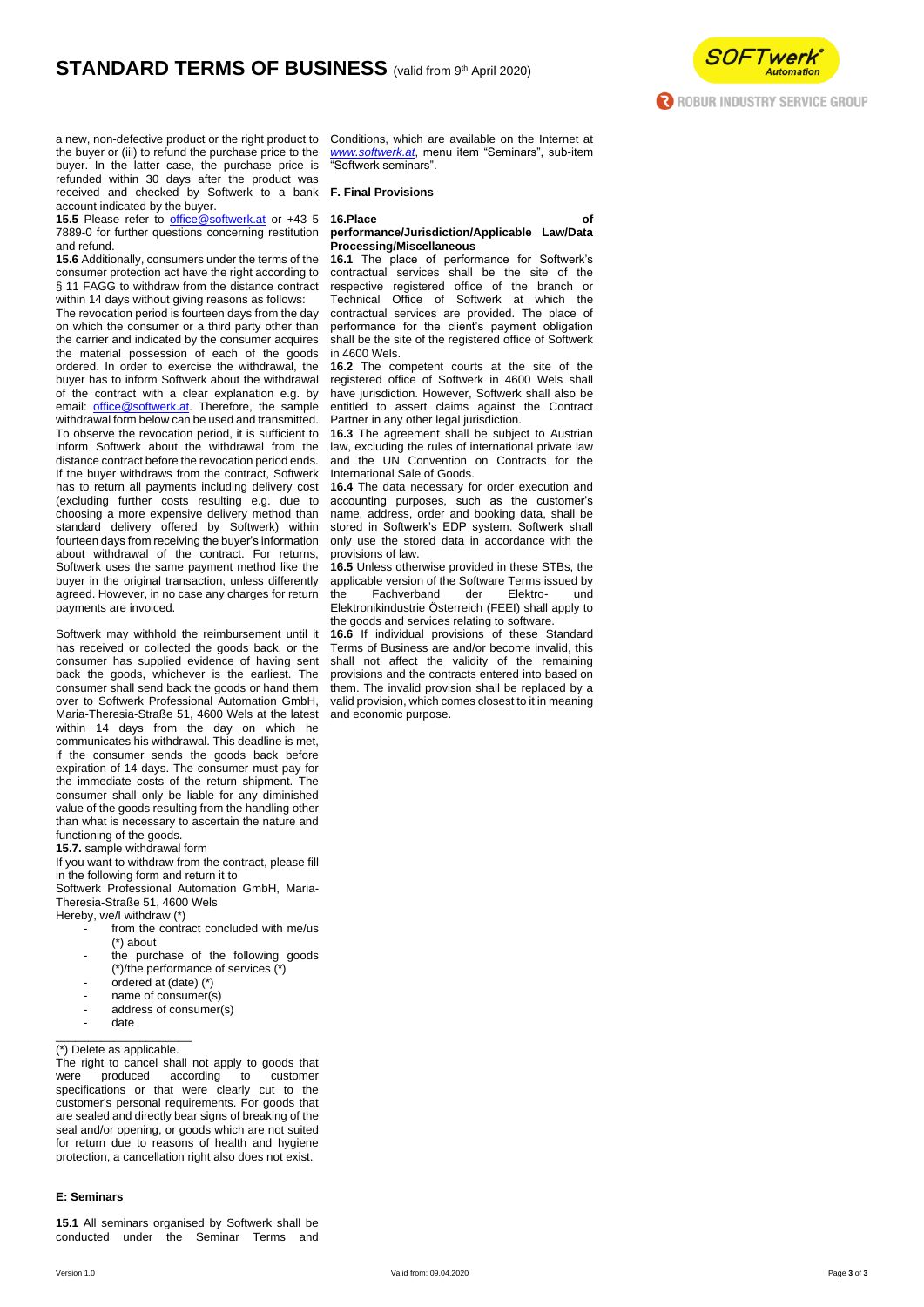a new, non-defective product or the right product to the buyer or (iii) to refund the purchase price to the buyer. In the latter case, the purchase price is refunded within 30 days after the product was received and checked by Softwerk to a bank account indicated by the buyer.

**15.5** Please refer to office@softwerk.at or +43 5 7889-0 for further questions concerning restitution and refund.

**15.6** Additionally, consumers under the terms of the consumer protection act have the right according to § 11 FAGG to withdraw from the distance contract within 14 days without giving reasons as follows:

The revocation period is fourteen days from the day on which the consumer or a third party other than the carrier and indicated by the consumer acquires the material possession of each of the goods ordered. In order to exercise the withdrawal, the buyer has to inform Softwerk about the withdrawal of the contract with a clear explanation e.g. by email: office@softwerk.at. Therefore, the sample withdrawal form below can be used and transmitted. To observe the revocation period, it is sufficient to inform Softwerk about the withdrawal from the distance contract before the revocation period ends. If the buyer withdraws from the contract, Softwerk has to return all payments including delivery cost (excluding further costs resulting e.g. due to choosing a more expensive delivery method than standard delivery offered by Softwerk) within fourteen days from receiving the buyer's information about withdrawal of the contract. For returns, Softwerk uses the same payment method like the buyer in the original transaction, unless differently agreed. However, in no case any charges for return payments are invoiced.

Softwerk may withhold the reimbursement until it has received or collected the goods back, or the consumer has supplied evidence of having sent back the goods, whichever is the earliest. The consumer shall send back the goods or hand them over to Softwerk Professional Automation GmbH, Maria-Theresia-Straße 51, 4600 Wels at the latest within 14 days from the day on which he communicates his withdrawal. This deadline is met, if the consumer sends the goods back before expiration of 14 days. The consumer must pay for the immediate costs of the return shipment. The consumer shall only be liable for any diminished value of the goods resulting from the handling other than what is necessary to ascertain the nature and functioning of the goods.

**15.7.** sample withdrawal form

If you want to withdraw from the contract, please fill in the following form and return it to

Softwerk Professional Automation GmbH, Maria-Theresia-Straße 51, 4600 Wels

Hereby, we/I withdraw (*)

- from the contract concluded with me/us (*) about
- the purchase of the following goods (*)/the performance of services (*)
- ordered at (date) (*)
- name of consumer(s)
- address of consumer(s)
- date

\_\_\_\_\_\_\_\_\_\_\_\_\_\_\_\_\_\_\_\_

(*) Delete as applicable.

The right to cancel shall not apply to goods that were produced according to customer specifications or that were clearly cut to the customer's personal requirements. For goods that are sealed and directly bear signs of breaking of the seal and/or opening, or goods which are not suited for return due to reasons of health and hygiene protection, a cancellation right also does not exist.

## E: Seminars

**15.1** All seminars organised by Softwerk shall be conducted under the Seminar Terms and Conditions, which are available on the Internet at *www.softwerk.at*, menu item "Seminars", sub-item "Softwerk seminars".

## F. Final Provisions

### 16.Place of performance/Jurisdiction/Applicable Law/Data Processing/Miscellaneous

**16.1** The place of performance for Softwerk's contractual services shall be the site of the respective registered office of the branch or Technical Office of Softwerk at which the contractual services are provided. The place of performance for the client's payment obligation shall be the site of the registered office of Softwerk in 4600 Wels.

**16.2** The competent courts at the site of the registered office of Softwerk in 4600 Wels shall have jurisdiction. However, Softwerk shall also be entitled to assert claims against the Contract Partner in any other legal jurisdiction.

**16.3** The agreement shall be subject to Austrian law, excluding the rules of international private law and the UN Convention on Contracts for the International Sale of Goods.

**16.4** The data necessary for order execution and accounting purposes, such as the customer's name, address, order and booking data, shall be stored in Softwerk's EDP system. Softwerk shall only use the stored data in accordance with the provisions of law.

**16.5** Unless otherwise provided in these STBs, the applicable version of the Software Terms issued by the Fachverband der Elektro- und Elektronikindustrie Österreich (FEEI) shall apply to the goods and services relating to software.

**16.6** If individual provisions of these Standard Terms of Business are and/or become invalid, this shall not affect the validity of the remaining provisions and the contracts entered into based on them. The invalid provision shall be replaced by a valid provision, which comes closest to it in meaning and economic purpose.